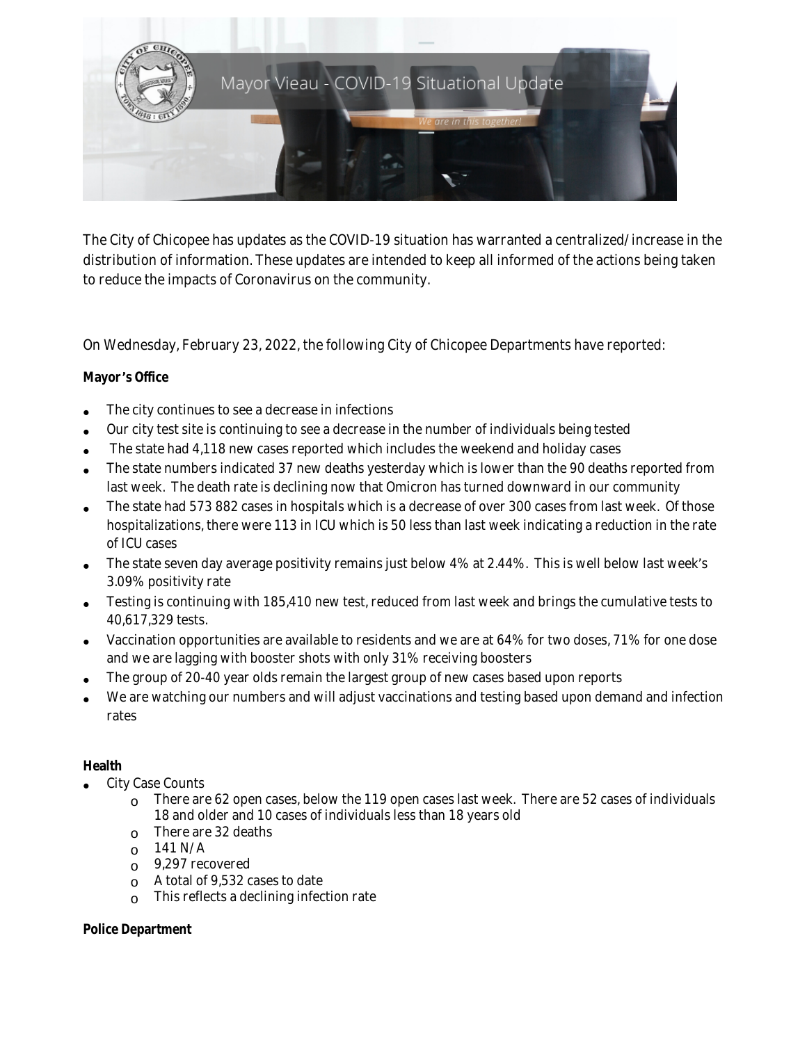Mayor Vieau - COVID-19 Situational Update

*We are in this together!*

The City of Chicopee has updates as the COVID-19 situation has warranted a centralized/increase in the distribution of information. These updates are intended to keep all informed of the actions being taken to reduce the impacts of Coronavirus on the community.

On Wednesday, February 23, 2022, the following City of Chicopee Departments have reported:

**Mayor's Office**

- The city continues to see a decrease in infections
- Our city test site is continuing to see a decrease in the number of individuals being tested
- The state had 4,118 new cases reported which includes the weekend and holiday cases
- The state numbers indicated 37 new deaths yesterday which is lower than the 90 deaths reported from last week. The death rate is declining now that Omicron has turned downward in our community
- The state had 573 882 cases in hospitals which is a decrease of over 300 cases from last week. Of those hospitalizations, there were 113 in ICU which is 50 less than last week indicating a reduction in the rate of ICU cases
- The state seven day average positivity remains just below 4% at 2.44%. This is well below last week's 3.09% positivity rate
- Testing is continuing with 185,410 new test, reduced from last week and brings the cumulative tests to 40,617,329 tests.
- Vaccination opportunities are available to residents and we are at 64% for two doses, 71% for one dose and we are lagging with booster shots with only 31% receiving boosters
- The group of 20-40 year olds remain the largest group of new cases based upon reports
- We are watching our numbers and will adjust vaccinations and testing based upon demand and infection rates

**Health**

- City Case Counts
  - There are 62 open cases, below the 119 open cases last week. There are 52 cases of individuals 18 and older and 10 cases of individuals less than 18 years old
  - There are 32 deaths
  - 141 N/A
  - 9,297 recovered
  - A total of 9,532 cases to date
  - This reflects a declining infection rate

**Police Department**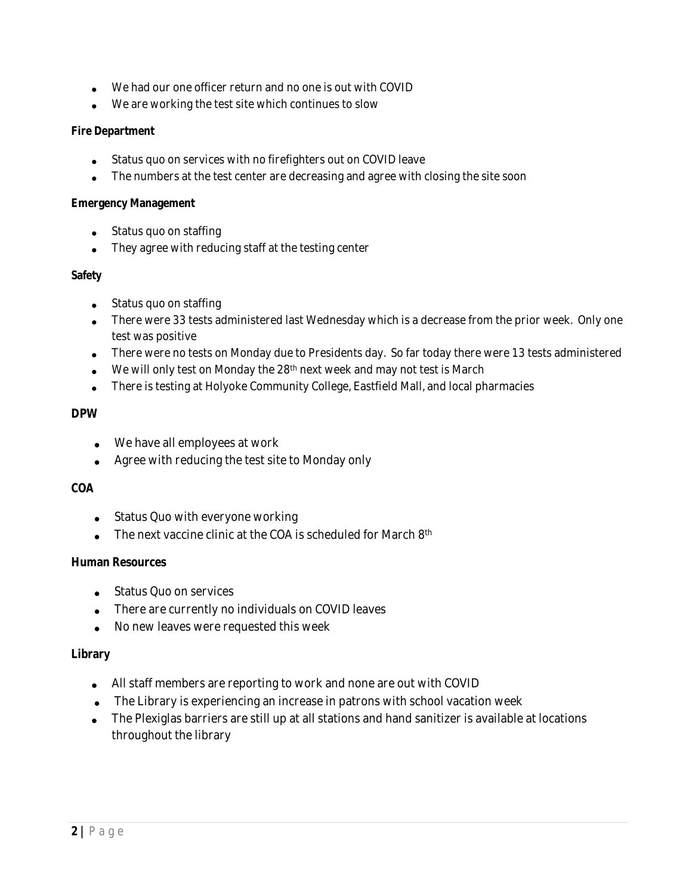- We had our one officer return and no one is out with COVID
- We are working the test site which continues to slow

**Fire Department**

- Status quo on services with no firefighters out on COVID leave
- The numbers at the test center are decreasing and agree with closing the site soon

**Emergency Management**

- Status quo on staffing
- They agree with reducing staff at the testing center

**Safety**

- Status quo on staffing
- There were 33 tests administered last Wednesday which is a decrease from the prior week. Only one test was positive
- There were no tests on Monday due to Presidents day. So far today there were 13 tests administered
- We will only test on Monday the 28th next week and may not test is March
- There is testing at Holyoke Community College, Eastfield Mall, and local pharmacies

**DPW**

- We have all employees at work
- Agree with reducing the test site to Monday only

**COA**

- Status Quo with everyone working
- The next vaccine clinic at the COA is scheduled for March 8th

**Human Resources**

- Status Quo on services
- There are currently no individuals on COVID leaves
- No new leaves were requested this week

**Library**

- All staff members are reporting to work and none are out with COVID
- The Library is experiencing an increase in patrons with school vacation week
- The Plexiglas barriers are still up at all stations and hand sanitizer is available at locations throughout the library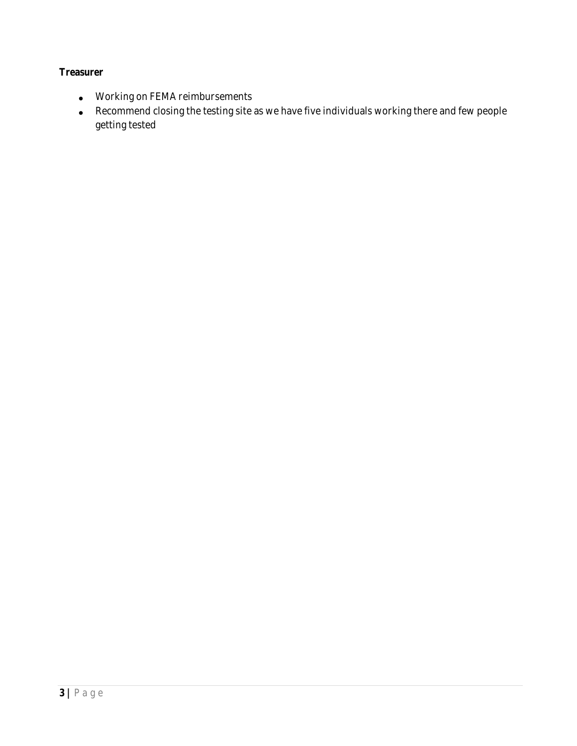**Treasurer**

- Working on FEMA reimbursements
- Recommend closing the testing site as we have five individuals working there and few people getting tested